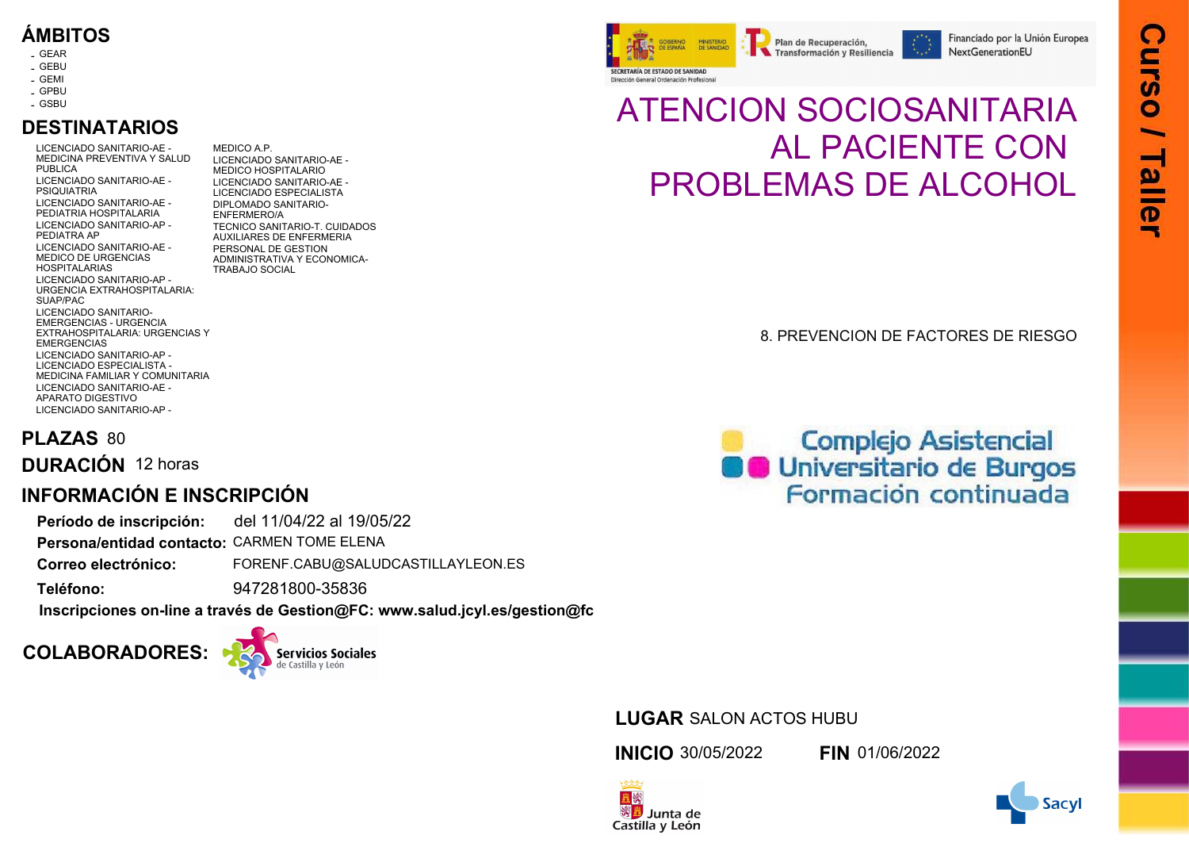# ATENCION SOCIOSANITARIA AL PACIENTE CON PROBLEMAS DE ALCOHOL

**Curso / Taller**

8. PREVENCION DE FACTORES DE RIESGO

Complejo Asistencial Universitario de Burgos
Formación continuada

## ÁMBITOS

- GEAR
- GEBU
- GEMI
- GPBU
- GSBU

## DESTINATARIOS

- LICENCIADO SANITARIO-AE - MEDICINA PREVENTIVA Y SALUD PUBLICA
- LICENCIADO SANITARIO-AE - PSIQUIATRIA
- LICENCIADO SANITARIO-AE - PEDIATRIA HOSPITALARIA
- LICENCIADO SANITARIO-AP - PEDIATRA AP
- LICENCIADO SANITARIO-AE - MEDICO DE URGENCIAS HOSPITALARIAS
- LICENCIADO SANITARIO-AP - URGENCIA EXTRAHOSPITALARIA: SUAP/PAC
- LICENCIADO SANITARIO-EMERGENCIAS - URGENCIA EXTRAHOSPITALARIA: URGENCIAS Y EMERGENCIAS
- LICENCIADO SANITARIO-AP - LICENCIADO ESPECIALISTA - MEDICINA FAMILIAR Y COMUNITARIA
- LICENCIADO SANITARIO-AE - APARATO DIGESTIVO
- LICENCIADO SANITARIO-AP - MEDICO A.P.
- LICENCIADO SANITARIO-AE - MEDICO HOSPITALARIO
- LICENCIADO SANITARIO-AE - LICENCIADO ESPECIALISTA
- DIPLOMADO SANITARIO-ENFERMERO/A
- TECNICO SANITARIO-T. CUIDADOS AUXILIARES DE ENFERMERIA
- PERSONAL DE GESTION ADMINISTRATIVA Y ECONOMICA-TRABAJO SOCIAL

**PLAZAS** 80

**DURACIÓN** 12 horas

## INFORMACIÓN E INSCRIPCIÓN

**Período de inscripción:** del 11/04/22 al 19/05/22

**Persona/entidad contacto:** CARMEN TOME ELENA

**Correo electrónico:** FORENF.CABU@SALUDCASTILLAYLEON.ES

**Teléfono:** 947281800-35836

**Inscripciones on-line a través de Gestion@FC: www.salud.jcyl.es/gestion@fc**

**COLABORADORES:** Servicios Sociales de Castilla y León

**LUGAR** SALON ACTOS HUBU

**INICIO** 30/05/2022 **FIN** 01/06/2022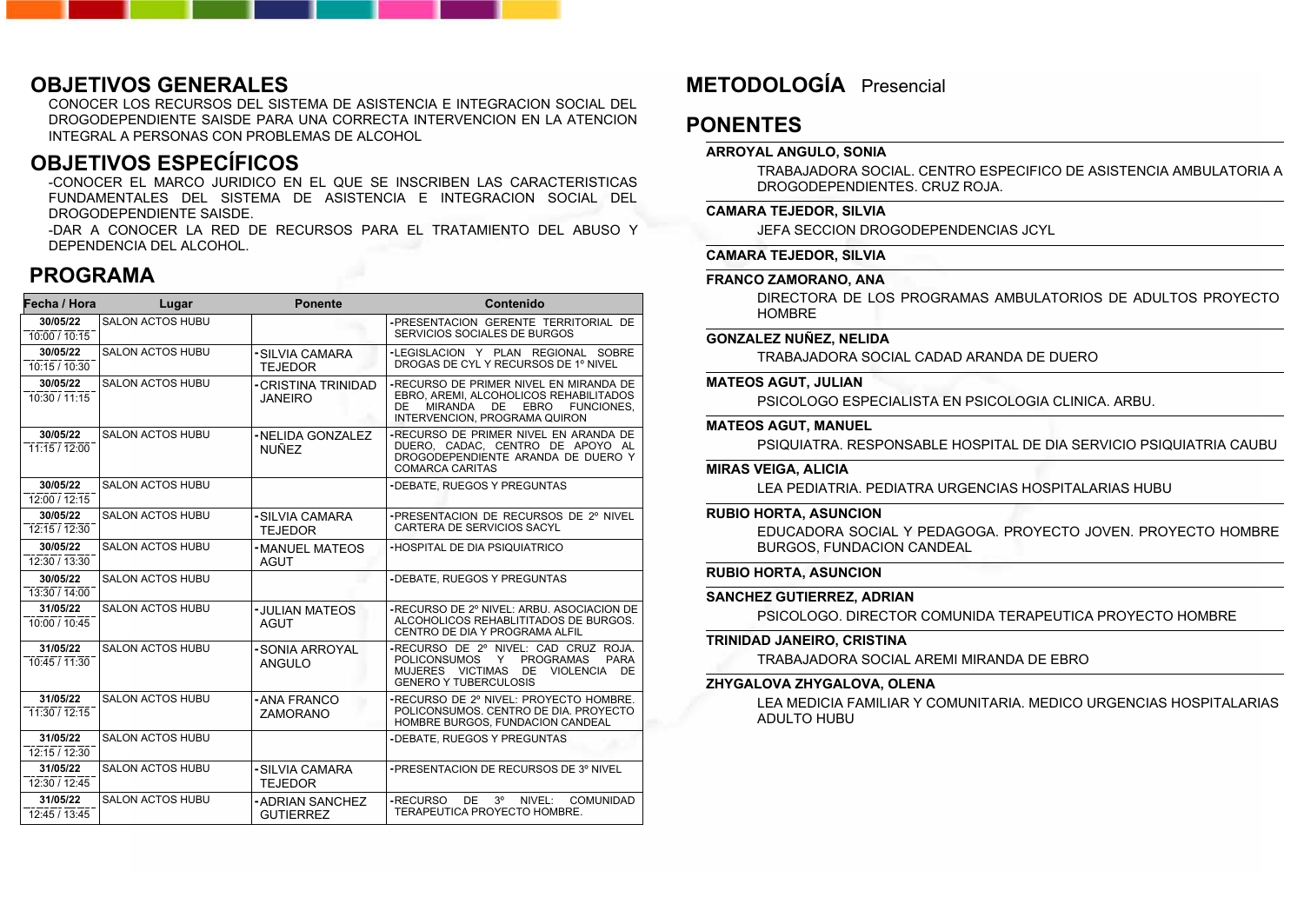## OBJETIVOS GENERALES

CONOCER LOS RECURSOS DEL SISTEMA DE ASISTENCIA E INTEGRACION SOCIAL DEL DROGODEPENDIENTE SAISDE PARA UNA CORRECTA INTERVENCION EN LA ATENCION INTEGRAL A PERSONAS CON PROBLEMAS DE ALCOHOL

## OBJETIVOS ESPECÍFICOS

-CONOCER EL MARCO JURIDICO EN EL QUE SE INSCRIBEN LAS CARACTERISTICAS FUNDAMENTALES DEL SISTEMA DE ASISTENCIA E INTEGRACION SOCIAL DEL DROGODEPENDIENTE SAISDE.
-DAR A CONOCER LA RED DE RECURSOS PARA EL TRATAMIENTO DEL ABUSO Y DEPENDENCIA DEL ALCOHOL.

## PROGRAMA

| Fecha / Hora | Lugar | Ponente | Contenido |
|---|---|---|---|
| 30/05/22 10:00 / 10:15 | SALON ACTOS HUBU | | -PRESENTACION GERENTE TERRITORIAL DE SERVICIOS SOCIALES DE BURGOS |
| 30/05/22 10:15 / 10:30 | SALON ACTOS HUBU | -SILVIA CAMARA TEJEDOR | -LEGISLACION Y PLAN REGIONAL SOBRE DROGAS DE CYL Y RECURSOS DE 1º NIVEL |
| 30/05/22 10:30 / 11:15 | SALON ACTOS HUBU | -CRISTINA TRINIDAD JANEIRO | -RECURSO DE PRIMER NIVEL EN MIRANDA DE EBRO, AREMI, ALCOHOLICOS REHABILITADOS DE MIRANDA DE EBRO FUNCIONES, INTERVENCION, PROGRAMA QUIRON |
| 30/05/22 11:15 / 12:00 | SALON ACTOS HUBU | -NELIDA GONZALEZ NUÑEZ | -RECURSO DE PRIMER NIVEL EN ARANDA DE DUERO, CADAC, CENTRO DE APOYO AL DROGODEPENDIENTE ARANDA DE DUERO Y COMARCA CARITAS |
| 30/05/22 12:00 / 12:15 | SALON ACTOS HUBU | | -DEBATE, RUEGOS Y PREGUNTAS |
| 30/05/22 12:15 / 12:30 | SALON ACTOS HUBU | -SILVIA CAMARA TEJEDOR | -PRESENTACION DE RECURSOS DE 2º NIVEL CARTERA DE SERVICIOS SACYL |
| 30/05/22 12:30 / 13:30 | SALON ACTOS HUBU | -MANUEL MATEOS AGUT | -HOSPITAL DE DIA PSIQUIATRICO |
| 30/05/22 13:30 / 14:00 | SALON ACTOS HUBU | | -DEBATE, RUEGOS Y PREGUNTAS |
| 31/05/22 10:00 / 10:45 | SALON ACTOS HUBU | -JULIAN MATEOS AGUT | -RECURSO DE 2º NIVEL: ARBU. ASOCIACION DE ALCOHOLICOS REHABLITITADOS DE BURGOS. CENTRO DE DIA Y PROGRAMA ALFIL |
| 31/05/22 10:45 / 11:30 | SALON ACTOS HUBU | -SONIA ARROYAL ANGULO | -RECURSO DE 2º NIVEL: CAD CRUZ ROJA. POLICONSUMOS Y PROGRAMAS PARA MUJERES VICTIMAS DE VIOLENCIA DE GENERO Y TUBERCULOSIS |
| 31/05/22 11:30 / 12:15 | SALON ACTOS HUBU | -ANA FRANCO ZAMORANO | -RECURSO DE 2º NIVEL: PROYECTO HOMBRE. POLICONSUMOS. CENTRO DE DIA. PROYECTO HOMBRE BURGOS, FUNDACION CANDEAL |
| 31/05/22 12:15 / 12:30 | SALON ACTOS HUBU | | -DEBATE, RUEGOS Y PREGUNTAS |
| 31/05/22 12:30 / 12:45 | SALON ACTOS HUBU | -SILVIA CAMARA TEJEDOR | -PRESENTACION DE RECURSOS DE 3º NIVEL |
| 31/05/22 12:45 / 13:45 | SALON ACTOS HUBU | -ADRIAN SANCHEZ GUTIERREZ | -RECURSO DE 3º NIVEL: COMUNIDAD TERAPEUTICA PROYECTO HOMBRE. |

## METODOLOGÍA Presencial

## PONENTES

**ARROYAL ANGULO, SONIA**
TRABAJADORA SOCIAL. CENTRO ESPECIFICO DE ASISTENCIA AMBULATORIA A DROGODEPENDIENTES. CRUZ ROJA.

**CAMARA TEJEDOR, SILVIA**
JEFA SECCION DROGODEPENDENCIAS JCYL

**CAMARA TEJEDOR, SILVIA**

**FRANCO ZAMORANO, ANA**
DIRECTORA DE LOS PROGRAMAS AMBULATORIOS DE ADULTOS PROYECTO HOMBRE

**GONZALEZ NUÑEZ, NELIDA**
TRABAJADORA SOCIAL CADAD ARANDA DE DUERO

**MATEOS AGUT, JULIAN**
PSICOLOGO ESPECIALISTA EN PSICOLOGIA CLINICA. ARBU.

**MATEOS AGUT, MANUEL**
PSIQUIATRA. RESPONSABLE HOSPITAL DE DIA SERVICIO PSIQUIATRIA CAUBU

**MIRAS VEIGA, ALICIA**
LEA PEDIATRIA. PEDIATRA URGENCIAS HOSPITALARIAS HUBU

**RUBIO HORTA, ASUNCION**
EDUCADORA SOCIAL Y PEDAGOGA. PROYECTO JOVEN. PROYECTO HOMBRE BURGOS, FUNDACION CANDEAL

**RUBIO HORTA, ASUNCION**

**SANCHEZ GUTIERREZ, ADRIAN**
PSICOLOGO. DIRECTOR COMUNIDA TERAPEUTICA PROYECTO HOMBRE

**TRINIDAD JANEIRO, CRISTINA**
TRABAJADORA SOCIAL AREMI MIRANDA DE EBRO

**ZHYGALOVA ZHYGALOVA, OLENA**
LEA MEDICIA FAMILIAR Y COMUNITARIA. MEDICO URGENCIAS HOSPITALARIAS ADULTO HUBU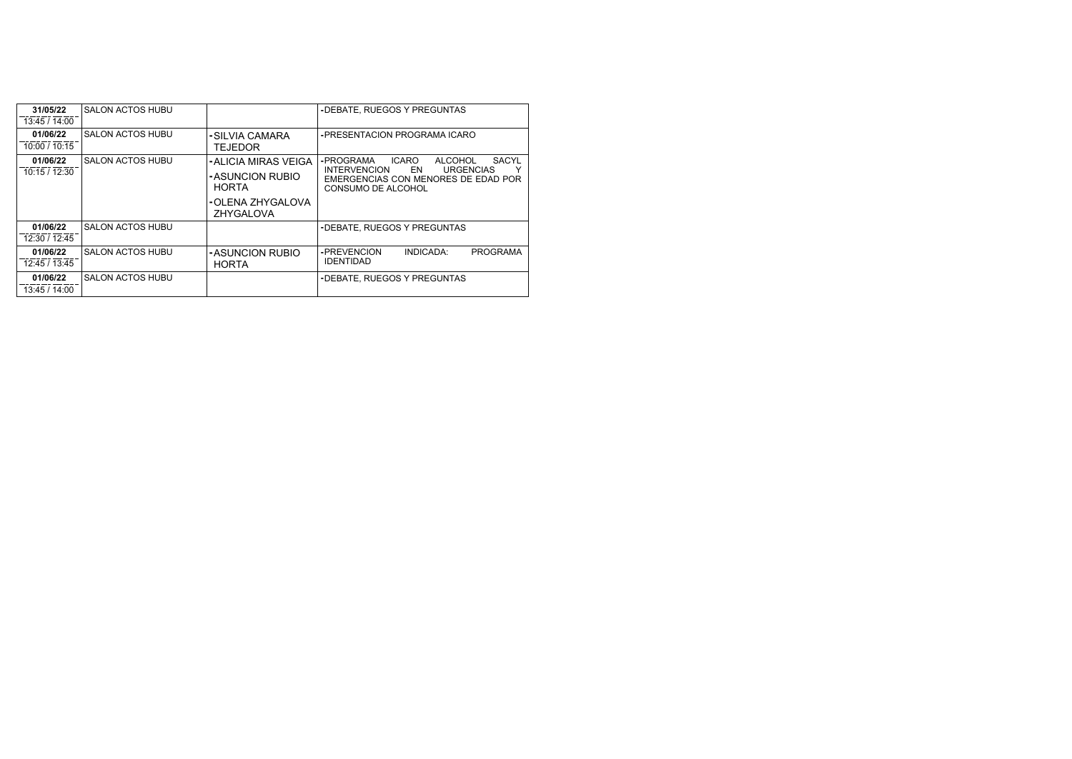| | | | |
|---|---|---|---|
| **31/05/22** 13:45 / 14:00 | SALON ACTOS HUBU | | -DEBATE, RUEGOS Y PREGUNTAS |
| **01/06/22** 10:00 / 10:15 | SALON ACTOS HUBU | -SILVIA CAMARA TEJEDOR | -PRESENTACION PROGRAMA ICARO |
| **01/06/22** 10:15 / 12:30 | SALON ACTOS HUBU | -ALICIA MIRAS VEIGA<br>-ASUNCION RUBIO HORTA<br>-OLENA ZHYGALOVA ZHYGALOVA | -PROGRAMA ICARO ALCOHOL SACYL INTERVENCION EN URGENCIAS Y EMERGENCIAS CON MENORES DE EDAD POR CONSUMO DE ALCOHOL |
| **01/06/22** 12:30 / 12:45 | SALON ACTOS HUBU | | -DEBATE, RUEGOS Y PREGUNTAS |
| **01/06/22** 12:45 / 13:45 | SALON ACTOS HUBU | -ASUNCION RUBIO HORTA | -PREVENCION INDICADA: PROGRAMA IDENTIDAD |
| **01/06/22** 13:45 / 14:00 | SALON ACTOS HUBU | | -DEBATE, RUEGOS Y PREGUNTAS |